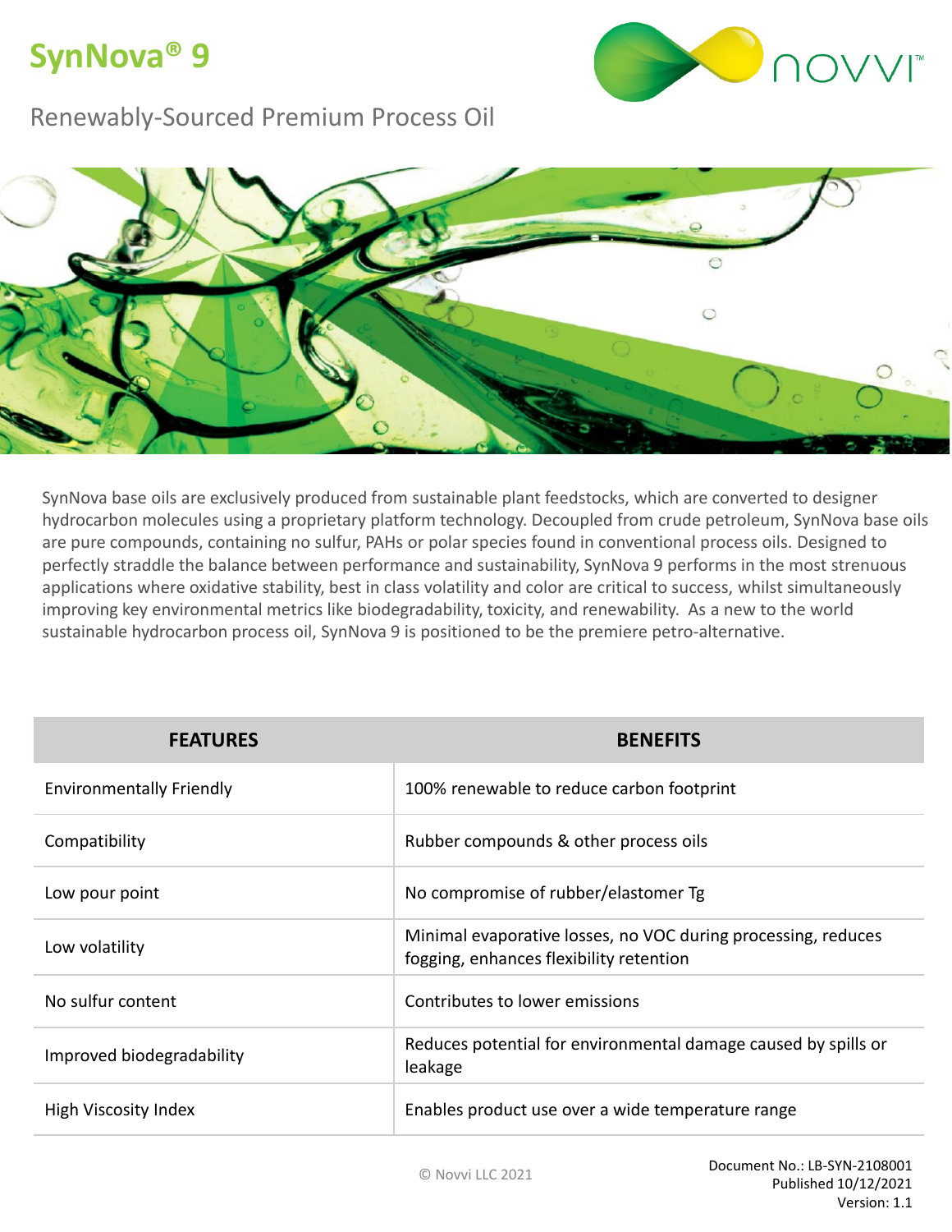# SynNova® 9

## Renewably-Sourced Premium Process Oil

SynNova base oils are exclusively produced from sustainable plant feedstocks, which are converted to designer hydrocarbon molecules using a proprietary platform technology. Decoupled from crude petroleum, SynNova base oils are pure compounds, containing no sulfur, PAHs or polar species found in conventional process oils. Designed to perfectly straddle the balance between performance and sustainability, SynNova 9 performs in the most strenuous applications where oxidative stability, best in class volatility and color are critical to success, whilst simultaneously improving key environmental metrics like biodegradability, toxicity, and renewability. As a new to the world sustainable hydrocarbon process oil, SynNova 9 is positioned to be the premiere petro-alternative.

| FEATURES | BENEFITS |
|---|---|
| Environmentally Friendly | 100% renewable to reduce carbon footprint |
| Compatibility | Rubber compounds & other process oils |
| Low pour point | No compromise of rubber/elastomer Tg |
| Low volatility | Minimal evaporative losses, no VOC during processing, reduces fogging, enhances flexibility retention |
| No sulfur content | Contributes to lower emissions |
| Improved biodegradability | Reduces potential for environmental damage caused by spills or leakage |
| High Viscosity Index | Enables product use over a wide temperature range |

© Novvi LLC 2021

Document No.: LB-SYN-2108001
Published 10/12/2021
Version: 1.1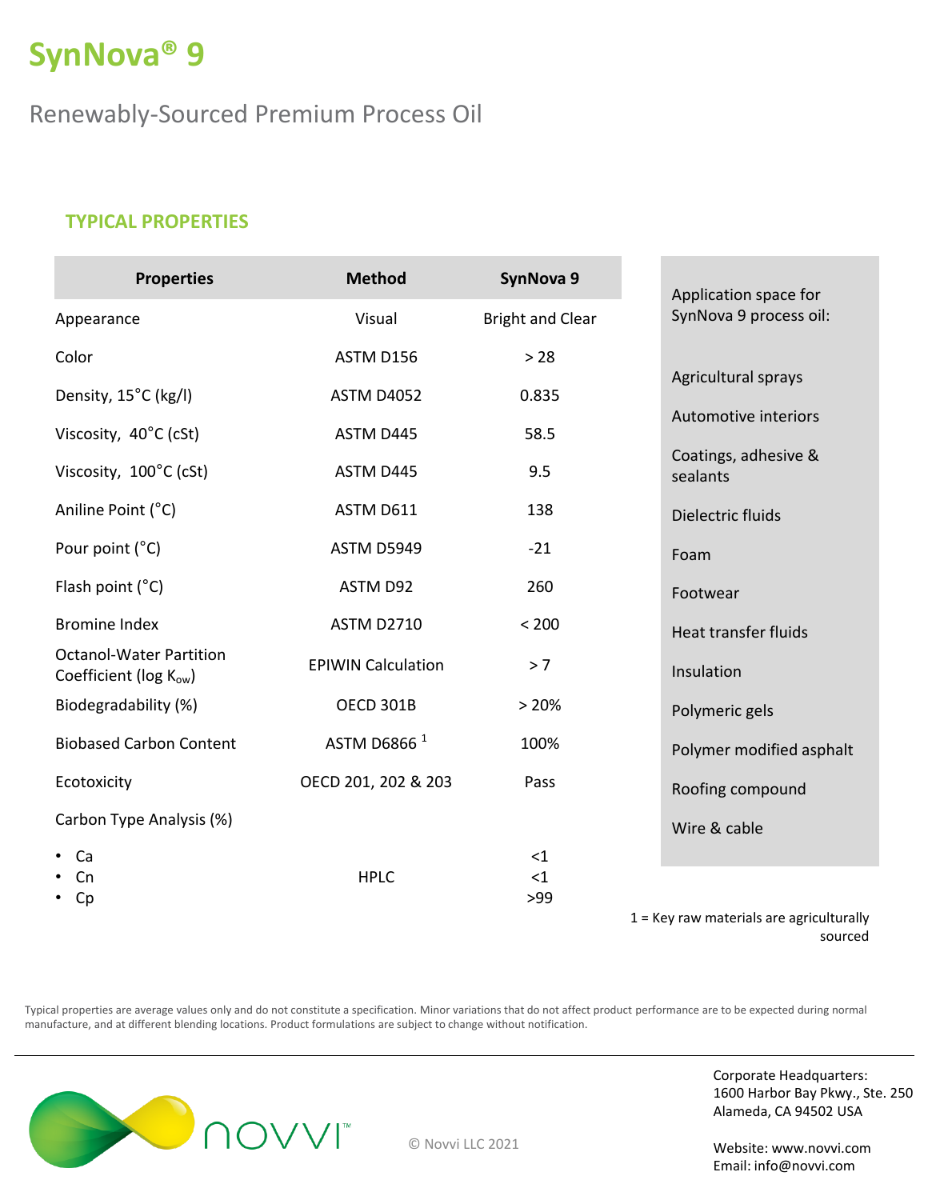# SynNova® 9

## Renewably-Sourced Premium Process Oil

### TYPICAL PROPERTIES

| Properties | Method | SynNova 9 |
|---|---|---|
| Appearance | Visual | Bright and Clear |
| Color | ASTM D156 | > 28 |
| Density, 15°C (kg/l) | ASTM D4052 | 0.835 |
| Viscosity, 40°C (cSt) | ASTM D445 | 58.5 |
| Viscosity, 100°C (cSt) | ASTM D445 | 9.5 |
| Aniline Point (°C) | ASTM D611 | 138 |
| Pour point (°C) | ASTM D5949 | -21 |
| Flash point (°C) | ASTM D92 | 260 |
| Bromine Index | ASTM D2710 | < 200 |
| Octanol-Water Partition Coefficient (log $K_{ow}$) | EPIWIN Calculation | > 7 |
| Biodegradability (%) | OECD 301B | > 20% |
| Biobased Carbon Content | ASTM D6866 [1] | 100% |
| Ecotoxicity | OECD 201, 202 & 203 | Pass |
| Carbon Type Analysis (%) | | |
| • Ca | HPLC | <1 |
| • Cn | HPLC | <1 |
| • Cp | HPLC | >99 |

Application space for SynNova 9 process oil:

- Agricultural sprays
- Automotive interiors
- Coatings, adhesive & sealants
- Dielectric fluids
- Foam
- Footwear
- Heat transfer fluids
- Insulation
- Polymeric gels
- Polymer modified asphalt
- Roofing compound
- Wire & cable

1 = Key raw materials are agriculturally sourced

Typical properties are average values only and do not constitute a specification. Minor variations that do not affect product performance are to be expected during normal manufacture, and at different blending locations. Product formulations are subject to change without notification.

NOVVI™

© Novvi LLC 2021

Corporate Headquarters:
1600 Harbor Bay Pkwy., Ste. 250
Alameda, CA 94502 USA

Website: www.novvi.com
Email: info@novvi.com